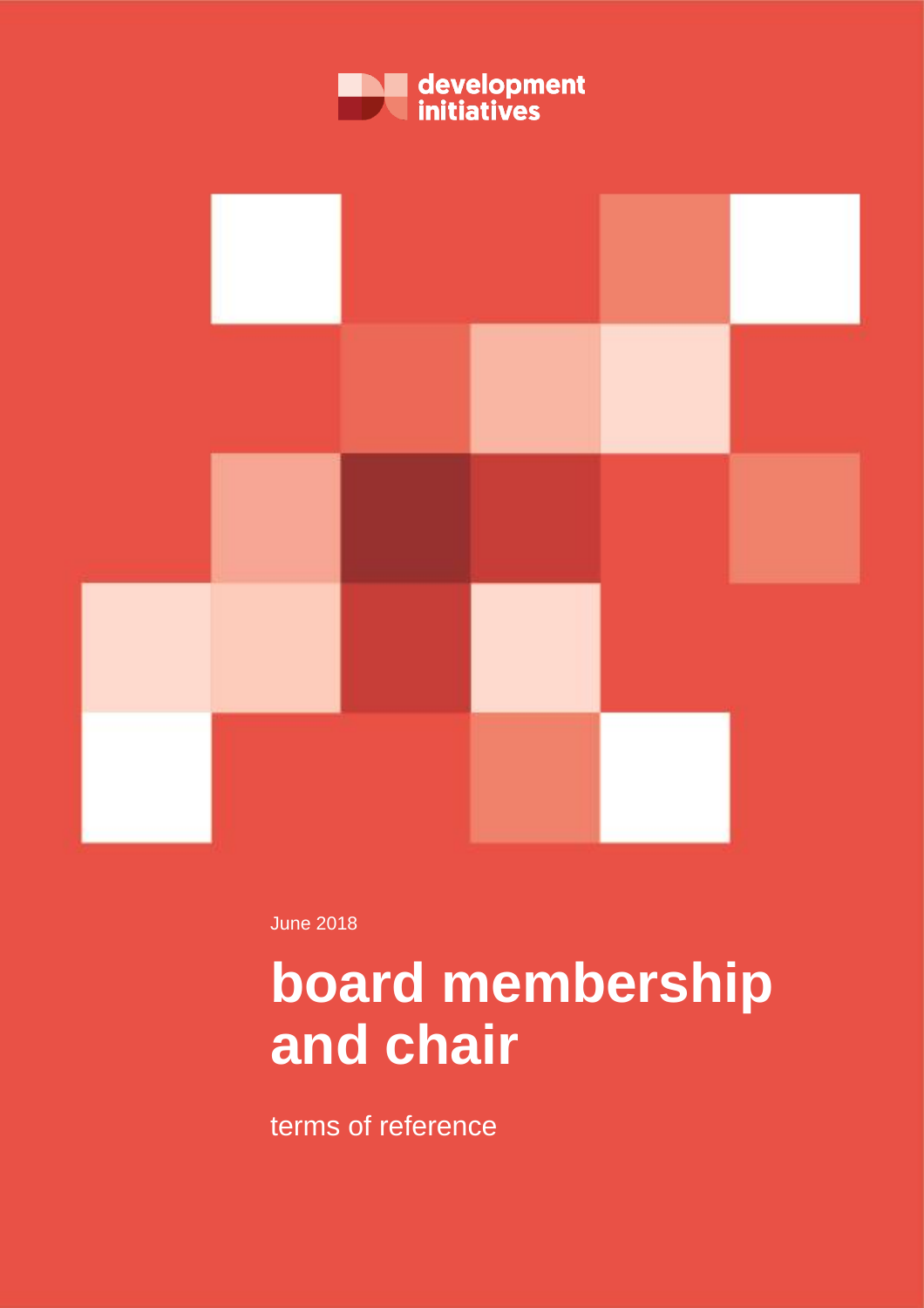development initiatives

June 2018

# board membership and chair

terms of reference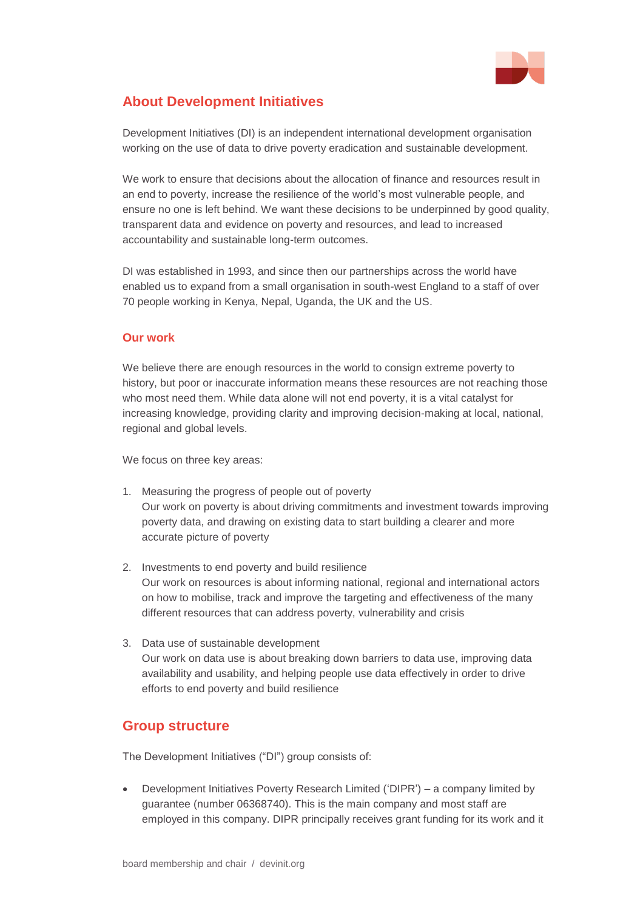## About Development Initiatives

Development Initiatives (DI) is an independent international development organisation working on the use of data to drive poverty eradication and sustainable development.

We work to ensure that decisions about the allocation of finance and resources result in an end to poverty, increase the resilience of the world's most vulnerable people, and ensure no one is left behind. We want these decisions to be underpinned by good quality, transparent data and evidence on poverty and resources, and lead to increased accountability and sustainable long-term outcomes.

DI was established in 1993, and since then our partnerships across the world have enabled us to expand from a small organisation in south-west England to a staff of over 70 people working in Kenya, Nepal, Uganda, the UK and the US.

### Our work

We believe there are enough resources in the world to consign extreme poverty to history, but poor or inaccurate information means these resources are not reaching those who most need them. While data alone will not end poverty, it is a vital catalyst for increasing knowledge, providing clarity and improving decision-making at local, national, regional and global levels.

We focus on three key areas:

1. Measuring the progress of people out of poverty
   Our work on poverty is about driving commitments and investment towards improving poverty data, and drawing on existing data to start building a clearer and more accurate picture of poverty

2. Investments to end poverty and build resilience
   Our work on resources is about informing national, regional and international actors on how to mobilise, track and improve the targeting and effectiveness of the many different resources that can address poverty, vulnerability and crisis

3. Data use of sustainable development
   Our work on data use is about breaking down barriers to data use, improving data availability and usability, and helping people use data effectively in order to drive efforts to end poverty and build resilience

## Group structure

The Development Initiatives ("DI") group consists of:

- Development Initiatives Poverty Research Limited ('DIPR') – a company limited by guarantee (number 06368740). This is the main company and most staff are employed in this company. DIPR principally receives grant funding for its work and it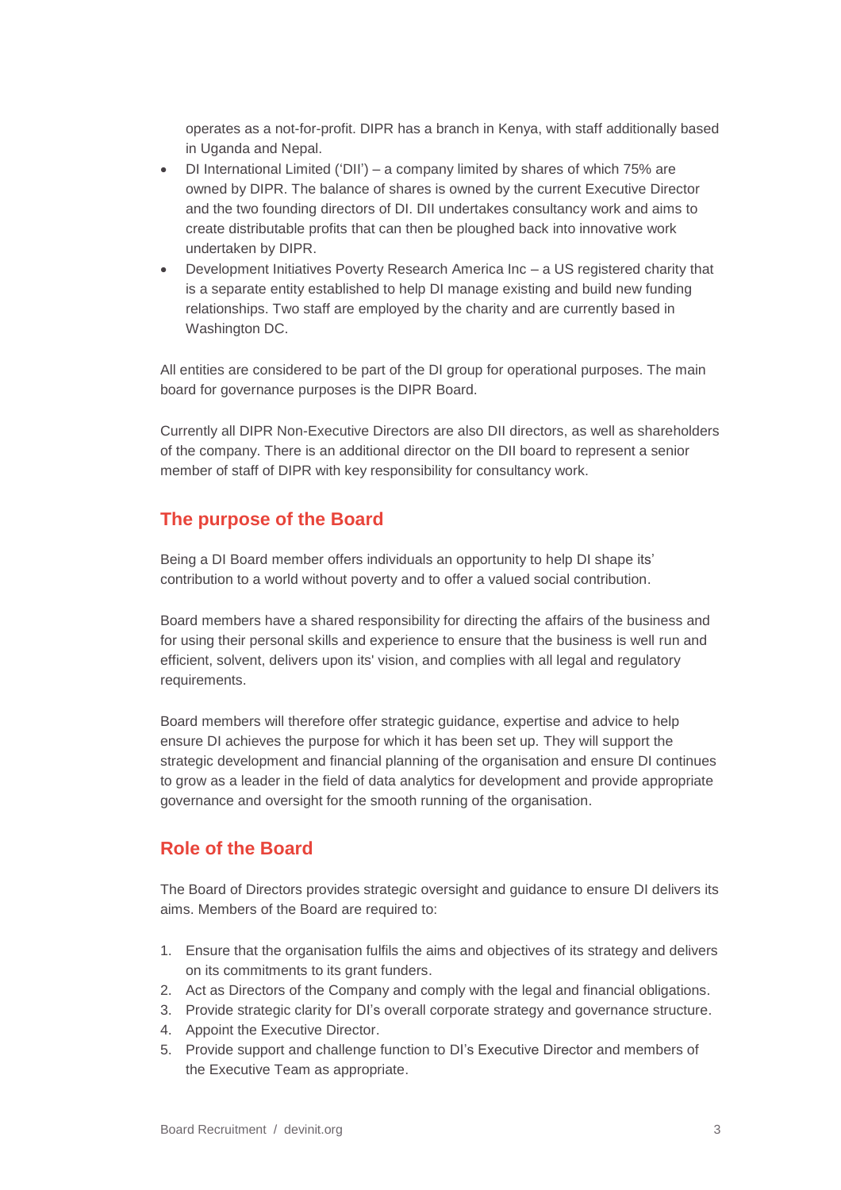operates as a not-for-profit. DIPR has a branch in Kenya, with staff additionally based in Uganda and Nepal.

- DI International Limited ('DII') – a company limited by shares of which 75% are owned by DIPR. The balance of shares is owned by the current Executive Director and the two founding directors of DI. DII undertakes consultancy work and aims to create distributable profits that can then be ploughed back into innovative work undertaken by DIPR.
- Development Initiatives Poverty Research America Inc – a US registered charity that is a separate entity established to help DI manage existing and build new funding relationships. Two staff are employed by the charity and are currently based in Washington DC.

All entities are considered to be part of the DI group for operational purposes. The main board for governance purposes is the DIPR Board.

Currently all DIPR Non-Executive Directors are also DII directors, as well as shareholders of the company. There is an additional director on the DII board to represent a senior member of staff of DIPR with key responsibility for consultancy work.

## The purpose of the Board

Being a DI Board member offers individuals an opportunity to help DI shape its' contribution to a world without poverty and to offer a valued social contribution.

Board members have a shared responsibility for directing the affairs of the business and for using their personal skills and experience to ensure that the business is well run and efficient, solvent, delivers upon its' vision, and complies with all legal and regulatory requirements.

Board members will therefore offer strategic guidance, expertise and advice to help ensure DI achieves the purpose for which it has been set up. They will support the strategic development and financial planning of the organisation and ensure DI continues to grow as a leader in the field of data analytics for development and provide appropriate governance and oversight for the smooth running of the organisation.

## Role of the Board

The Board of Directors provides strategic oversight and guidance to ensure DI delivers its aims. Members of the Board are required to:

1. Ensure that the organisation fulfils the aims and objectives of its strategy and delivers on its commitments to its grant funders.
2. Act as Directors of the Company and comply with the legal and financial obligations.
3. Provide strategic clarity for DI's overall corporate strategy and governance structure.
4. Appoint the Executive Director.
5. Provide support and challenge function to DI's Executive Director and members of the Executive Team as appropriate.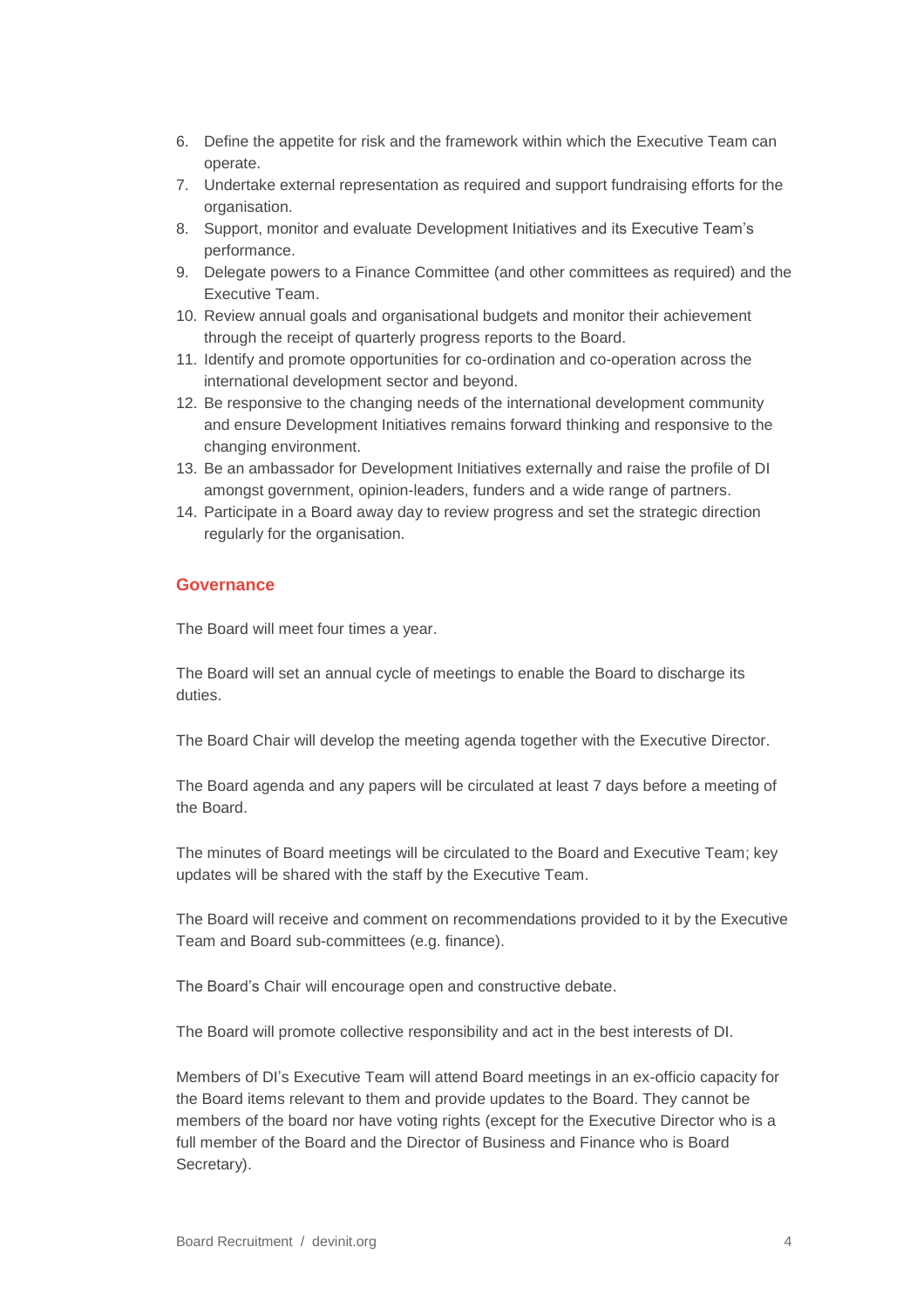6. Define the appetite for risk and the framework within which the Executive Team can operate.
7. Undertake external representation as required and support fundraising efforts for the organisation.
8. Support, monitor and evaluate Development Initiatives and its Executive Team's performance.
9. Delegate powers to a Finance Committee (and other committees as required) and the Executive Team.
10. Review annual goals and organisational budgets and monitor their achievement through the receipt of quarterly progress reports to the Board.
11. Identify and promote opportunities for co-ordination and co-operation across the international development sector and beyond.
12. Be responsive to the changing needs of the international development community and ensure Development Initiatives remains forward thinking and responsive to the changing environment.
13. Be an ambassador for Development Initiatives externally and raise the profile of DI amongst government, opinion-leaders, funders and a wide range of partners.
14. Participate in a Board away day to review progress and set the strategic direction regularly for the organisation.

## Governance

The Board will meet four times a year.

The Board will set an annual cycle of meetings to enable the Board to discharge its duties.

The Board Chair will develop the meeting agenda together with the Executive Director.

The Board agenda and any papers will be circulated at least 7 days before a meeting of the Board.

The minutes of Board meetings will be circulated to the Board and Executive Team; key updates will be shared with the staff by the Executive Team.

The Board will receive and comment on recommendations provided to it by the Executive Team and Board sub-committees (e.g. finance).

The Board's Chair will encourage open and constructive debate.

The Board will promote collective responsibility and act in the best interests of DI.

Members of DI's Executive Team will attend Board meetings in an ex-officio capacity for the Board items relevant to them and provide updates to the Board. They cannot be members of the board nor have voting rights (except for the Executive Director who is a full member of the Board and the Director of Business and Finance who is Board Secretary).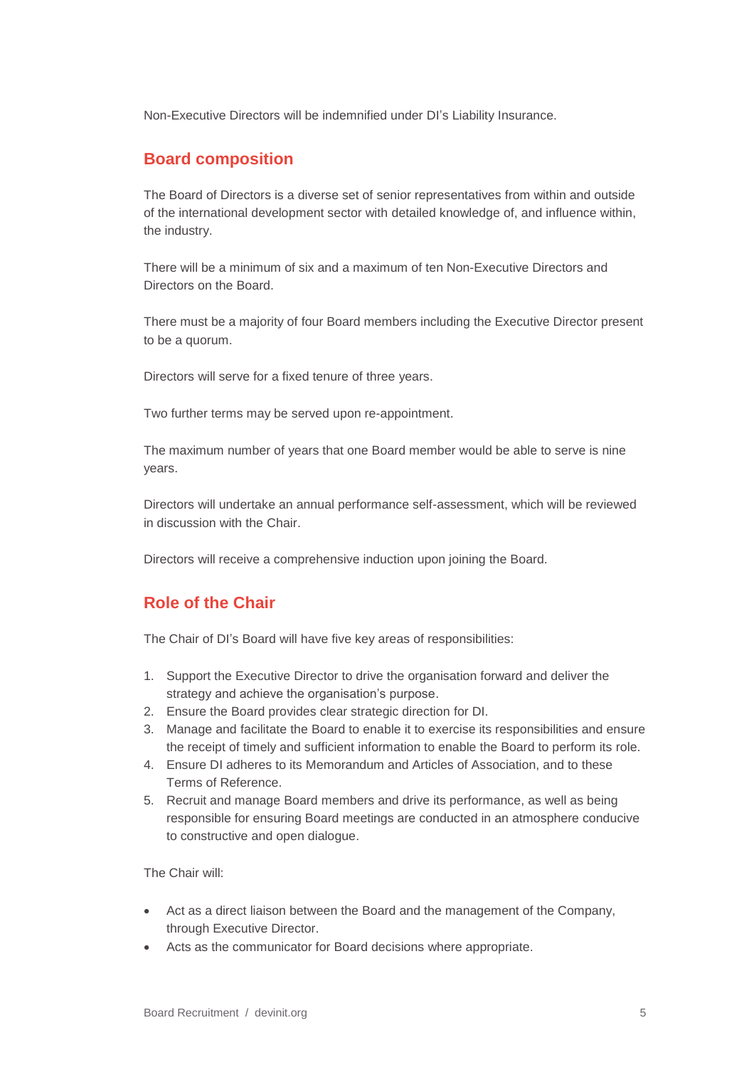Non-Executive Directors will be indemnified under DI's Liability Insurance.

## Board composition

The Board of Directors is a diverse set of senior representatives from within and outside of the international development sector with detailed knowledge of, and influence within, the industry.

There will be a minimum of six and a maximum of ten Non-Executive Directors and Directors on the Board.

There must be a majority of four Board members including the Executive Director present to be a quorum.

Directors will serve for a fixed tenure of three years.

Two further terms may be served upon re-appointment.

The maximum number of years that one Board member would be able to serve is nine years.

Directors will undertake an annual performance self-assessment, which will be reviewed in discussion with the Chair.

Directors will receive a comprehensive induction upon joining the Board.

## Role of the Chair

The Chair of DI's Board will have five key areas of responsibilities:

1. Support the Executive Director to drive the organisation forward and deliver the strategy and achieve the organisation's purpose.
2. Ensure the Board provides clear strategic direction for DI.
3. Manage and facilitate the Board to enable it to exercise its responsibilities and ensure the receipt of timely and sufficient information to enable the Board to perform its role.
4. Ensure DI adheres to its Memorandum and Articles of Association, and to these Terms of Reference.
5. Recruit and manage Board members and drive its performance, as well as being responsible for ensuring Board meetings are conducted in an atmosphere conducive to constructive and open dialogue.

The Chair will:

- Act as a direct liaison between the Board and the management of the Company, through Executive Director.
- Acts as the communicator for Board decisions where appropriate.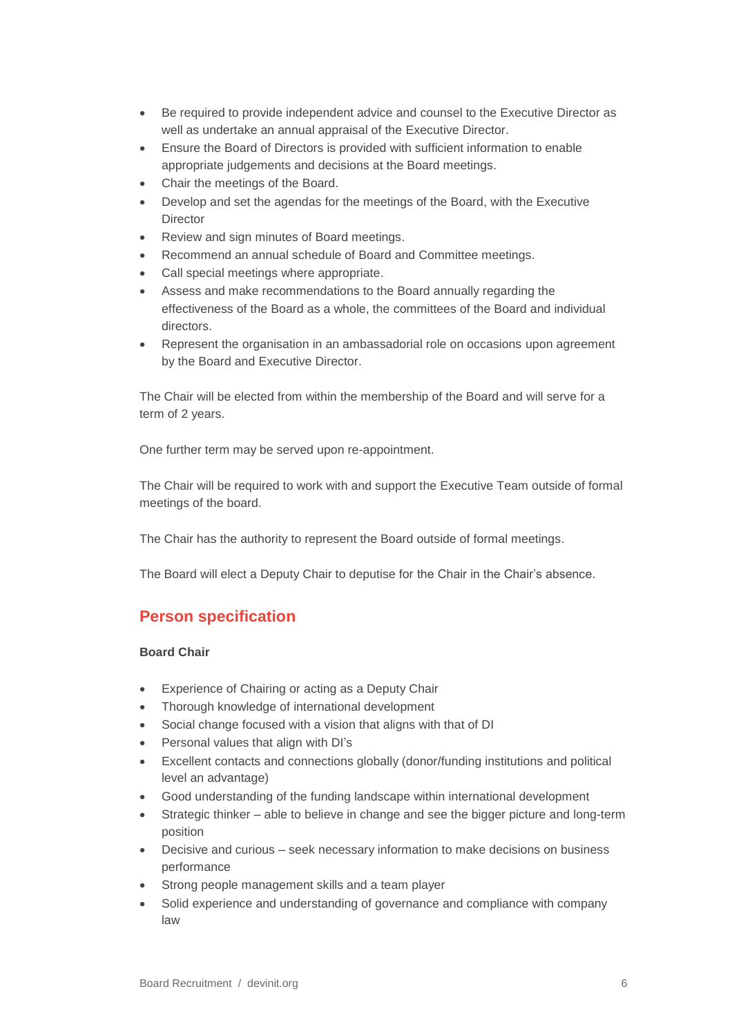- Be required to provide independent advice and counsel to the Executive Director as well as undertake an annual appraisal of the Executive Director.
- Ensure the Board of Directors is provided with sufficient information to enable appropriate judgements and decisions at the Board meetings.
- Chair the meetings of the Board.
- Develop and set the agendas for the meetings of the Board, with the Executive Director
- Review and sign minutes of Board meetings.
- Recommend an annual schedule of Board and Committee meetings.
- Call special meetings where appropriate.
- Assess and make recommendations to the Board annually regarding the effectiveness of the Board as a whole, the committees of the Board and individual directors.
- Represent the organisation in an ambassadorial role on occasions upon agreement by the Board and Executive Director.

The Chair will be elected from within the membership of the Board and will serve for a term of 2 years.

One further term may be served upon re-appointment.

The Chair will be required to work with and support the Executive Team outside of formal meetings of the board.

The Chair has the authority to represent the Board outside of formal meetings.

The Board will elect a Deputy Chair to deputise for the Chair in the Chair's absence.

## Person specification

**Board Chair**

- Experience of Chairing or acting as a Deputy Chair
- Thorough knowledge of international development
- Social change focused with a vision that aligns with that of DI
- Personal values that align with DI's
- Excellent contacts and connections globally (donor/funding institutions and political level an advantage)
- Good understanding of the funding landscape within international development
- Strategic thinker – able to believe in change and see the bigger picture and long-term position
- Decisive and curious – seek necessary information to make decisions on business performance
- Strong people management skills and a team player
- Solid experience and understanding of governance and compliance with company law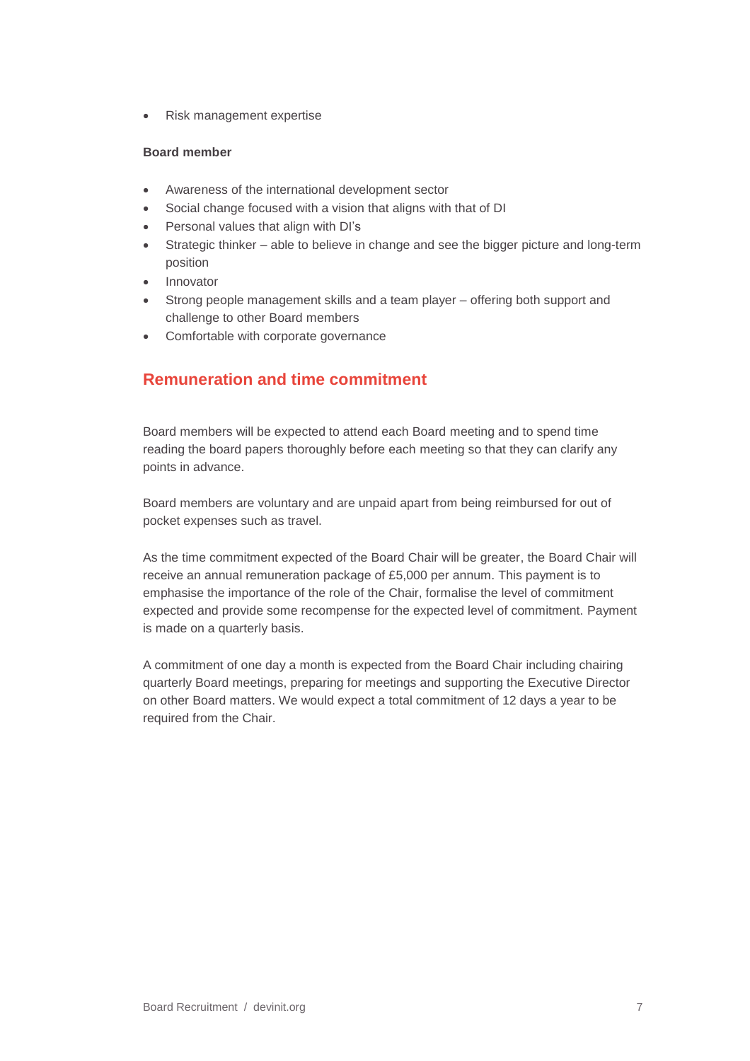- Risk management expertise

**Board member**

- Awareness of the international development sector
- Social change focused with a vision that aligns with that of DI
- Personal values that align with DI's
- Strategic thinker – able to believe in change and see the bigger picture and long-term position
- Innovator
- Strong people management skills and a team player – offering both support and challenge to other Board members
- Comfortable with corporate governance

## Remuneration and time commitment

Board members will be expected to attend each Board meeting and to spend time reading the board papers thoroughly before each meeting so that they can clarify any points in advance.

Board members are voluntary and are unpaid apart from being reimbursed for out of pocket expenses such as travel.

As the time commitment expected of the Board Chair will be greater, the Board Chair will receive an annual remuneration package of £5,000 per annum. This payment is to emphasise the importance of the role of the Chair, formalise the level of commitment expected and provide some recompense for the expected level of commitment. Payment is made on a quarterly basis.

A commitment of one day a month is expected from the Board Chair including chairing quarterly Board meetings, preparing for meetings and supporting the Executive Director on other Board matters. We would expect a total commitment of 12 days a year to be required from the Chair.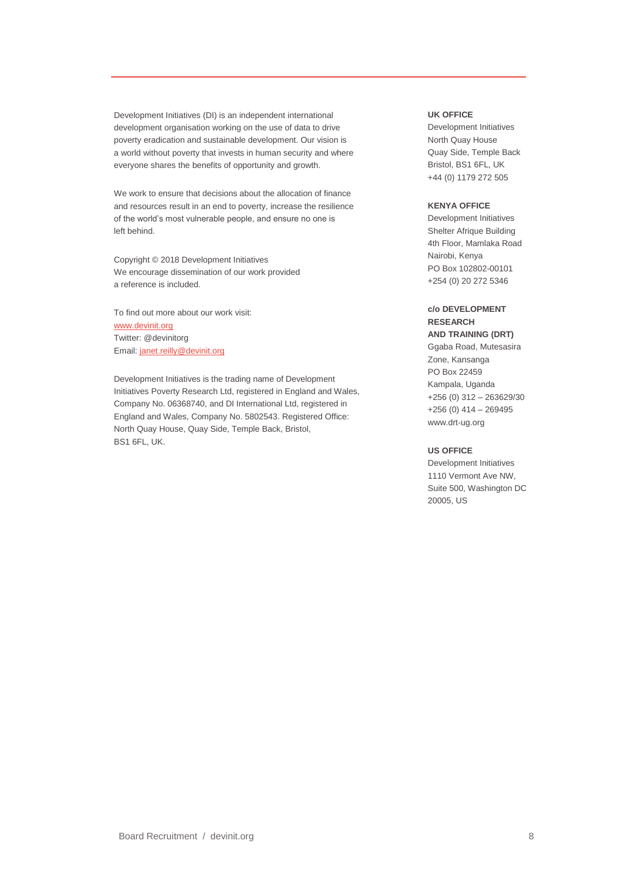Development Initiatives (DI) is an independent international development organisation working on the use of data to drive poverty eradication and sustainable development. Our vision is a world without poverty that invests in human security and where everyone shares the benefits of opportunity and growth.

We work to ensure that decisions about the allocation of finance and resources result in an end to poverty, increase the resilience of the world's most vulnerable people, and ensure no one is left behind.

Copyright © 2018 Development Initiatives
We encourage dissemination of our work provided a reference is included.

To find out more about our work visit:
www.devinit.org
Twitter: @devinitorg
Email: janet.reilly@devinit.org

Development Initiatives is the trading name of Development Initiatives Poverty Research Ltd, registered in England and Wales, Company No. 06368740, and DI International Ltd, registered in England and Wales, Company No. 5802543. Registered Office: North Quay House, Quay Side, Temple Back, Bristol, BS1 6FL, UK.

**UK OFFICE**
Development Initiatives
North Quay House
Quay Side, Temple Back
Bristol, BS1 6FL, UK
+44 (0) 1179 272 505

**KENYA OFFICE**
Development Initiatives
Shelter Afrique Building
4th Floor, Mamlaka Road
Nairobi, Kenya
PO Box 102802-00101
+254 (0) 20 272 5346

**c/o DEVELOPMENT RESEARCH AND TRAINING (DRT)**
Ggaba Road, Mutesasira Zone, Kansanga
PO Box 22459
Kampala, Uganda
+256 (0) 312 – 263629/30
+256 (0) 414 – 269495
www.drt-ug.org

**US OFFICE**
Development Initiatives
1110 Vermont Ave NW,
Suite 500, Washington DC
20005, US